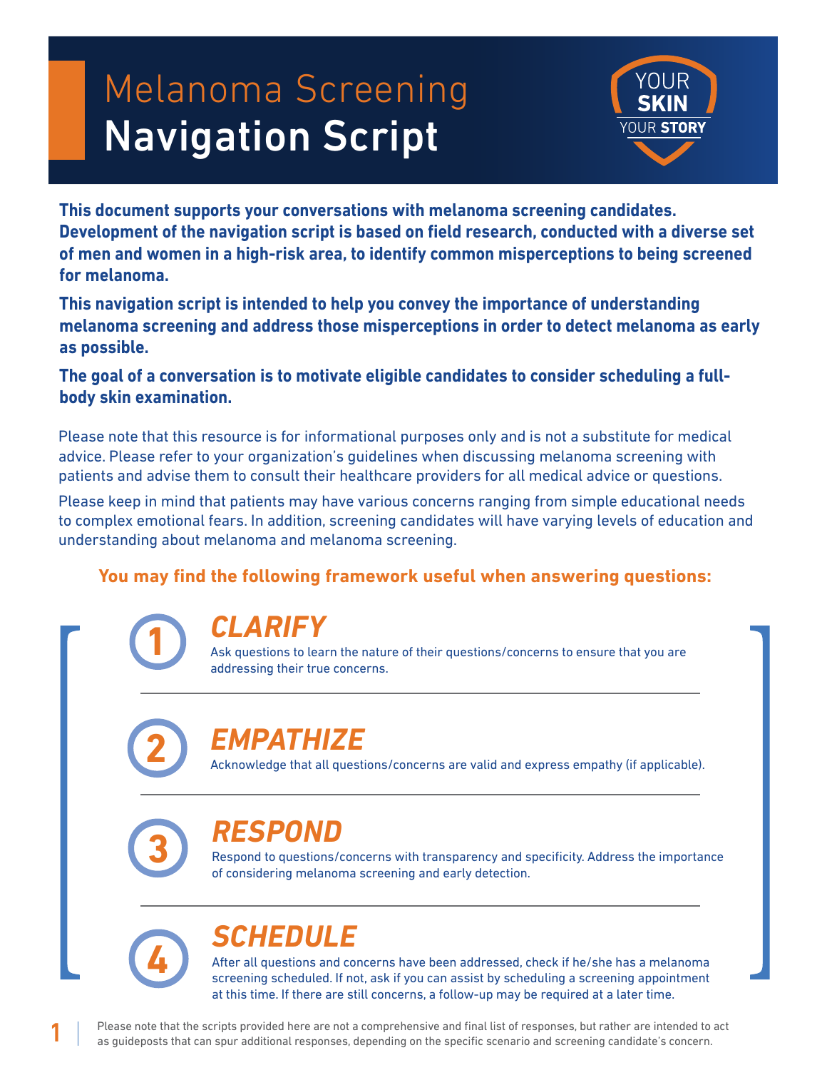# Melanoma Screening Navigation Script

YOUR SKIN YOUR STORY

**This document supports your conversations with melanoma screening candidates. Development of the navigation script is based on field research, conducted with a diverse set of men and women in a high-risk area, to identify common misperceptions to being screened for melanoma.**

**This navigation script is intended to help you convey the importance of understanding melanoma screening and address those misperceptions in order to detect melanoma as early as possible.**

**The goal of a conversation is to motivate eligible candidates to consider scheduling a full-body skin examination.**

Please note that this resource is for informational purposes only and is not a substitute for medical advice. Please refer to your organization's guidelines when discussing melanoma screening with patients and advise them to consult their healthcare providers for all medical advice or questions.

Please keep in mind that patients may have various concerns ranging from simple educational needs to complex emotional fears. In addition, screening candidates will have varying levels of education and understanding about melanoma and melanoma screening.

**You may find the following framework useful when answering questions:**

1. ***CLARIFY***
   Ask questions to learn the nature of their questions/concerns to ensure that you are addressing their true concerns.

2. ***EMPATHIZE***
   Acknowledge that all questions/concerns are valid and express empathy (if applicable).

3. ***RESPOND***
   Respond to questions/concerns with transparency and specificity. Address the importance of considering melanoma screening and early detection.

4. ***SCHEDULE***
   After all questions and concerns have been addressed, check if he/she has a melanoma screening scheduled. If not, ask if you can assist by scheduling a screening appointment at this time. If there are still concerns, a follow-up may be required at a later time.

Please note that the scripts provided here are not a comprehensive and final list of responses, but rather are intended to act as guideposts that can spur additional responses, depending on the specific scenario and screening candidate's concern.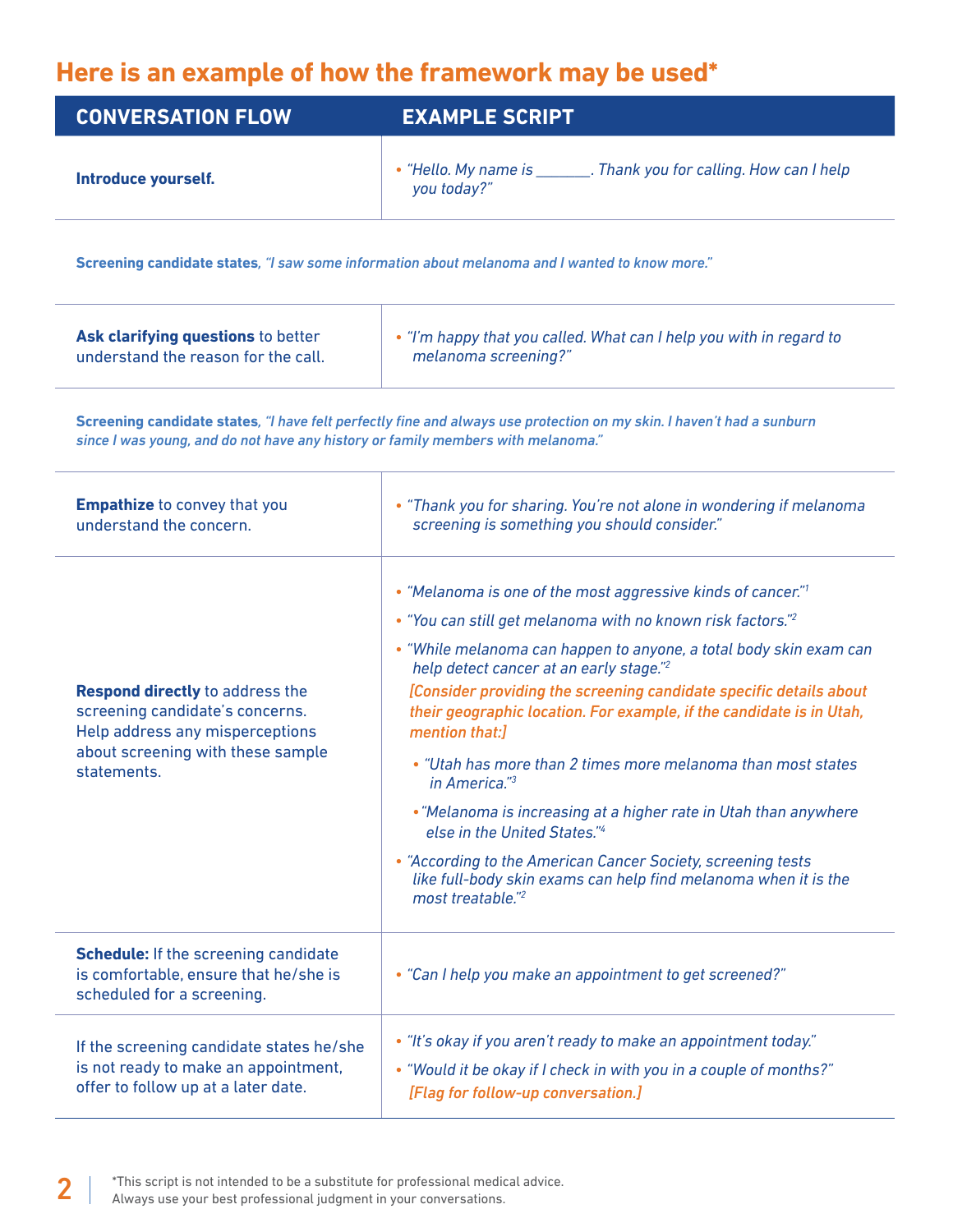## Here is an example of how the framework may be used*

| CONVERSATION FLOW | EXAMPLE SCRIPT |
|---|---|
| **Introduce yourself.** | • *"Hello. My name is _______. Thank you for calling. How can I help you today?"* |

**Screening candidate states**, *"I saw some information about melanoma and I wanted to know more."*

| CONVERSATION FLOW | EXAMPLE SCRIPT |
|---|---|
| **Ask clarifying questions** to better understand the reason for the call. | • *"I'm happy that you called. What can I help you with in regard to melanoma screening?"* |

**Screening candidate states**, *"I have felt perfectly fine and always use protection on my skin. I haven't had a sunburn since I was young, and do not have any history or family members with melanoma."*

| CONVERSATION FLOW | EXAMPLE SCRIPT |
|---|---|
| **Empathize** to convey that you understand the concern. | • *"Thank you for sharing. You're not alone in wondering if melanoma screening is something you should consider."* |
| **Respond directly** to address the screening candidate's concerns. Help address any misperceptions about screening with these sample statements. | • *"Melanoma is one of the most aggressive kinds of cancer."*[1]<br>• *"You can still get melanoma with no known risk factors."*[2]<br>• *"While melanoma can happen to anyone, a total body skin exam can help detect cancer at an early stage."*[2]<br>***[Consider providing the screening candidate specific details about their geographic location. For example, if the candidate is in Utah, mention that:]***<br>&nbsp;&nbsp;• *"Utah has more than 2 times more melanoma than most states in America."*[3]<br>&nbsp;&nbsp;• *"Melanoma is increasing at a higher rate in Utah than anywhere else in the United States."*[4]<br>• *"According to the American Cancer Society, screening tests like full-body skin exams can help find melanoma when it is the most treatable."*[2] |
| **Schedule:** If the screening candidate is comfortable, ensure that he/she is scheduled for a screening. | • *"Can I help you make an appointment to get screened?"* |
| If the screening candidate states he/she is not ready to make an appointment, offer to follow up at a later date. | • *"It's okay if you aren't ready to make an appointment today."*<br>• *"Would it be okay if I check in with you in a couple of months?"*<br>***[Flag for follow-up conversation.]*** |

*This script is not intended to be a substitute for professional medical advice. Always use your best professional judgment in your conversations.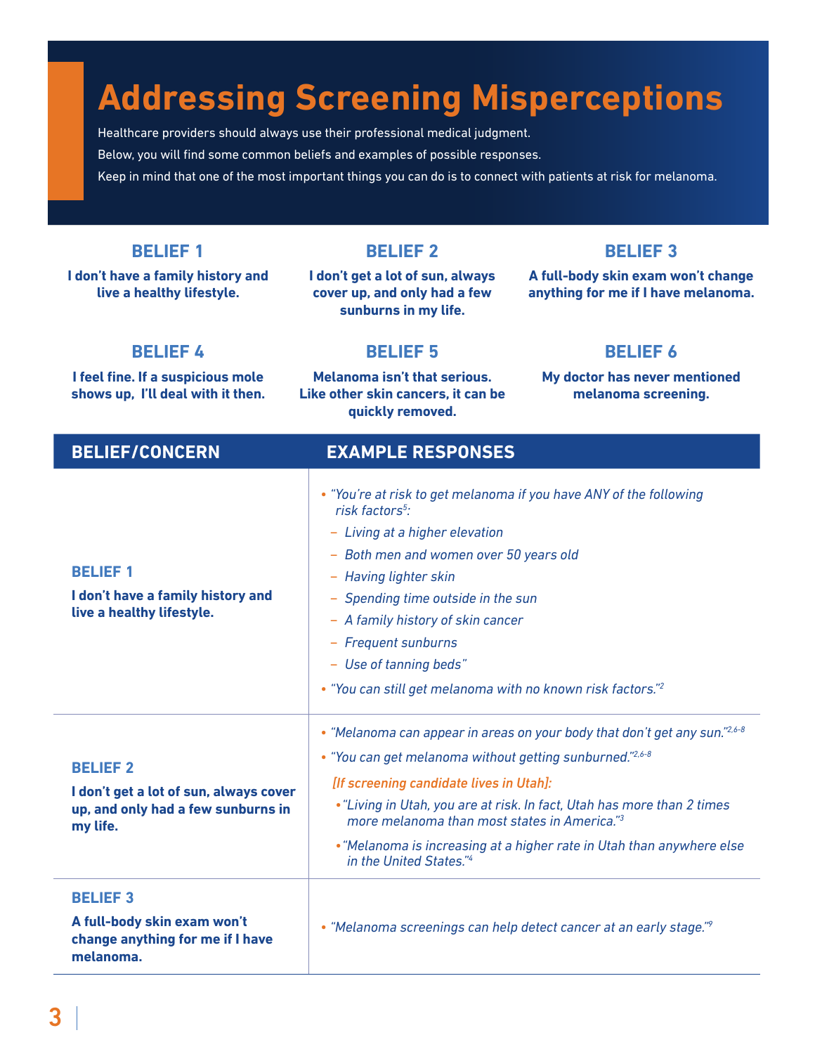# Addressing Screening Misperceptions

Healthcare providers should always use their professional medical judgment.

Below, you will find some common beliefs and examples of possible responses.

Keep in mind that one of the most important things you can do is to connect with patients at risk for melanoma.

### BELIEF 1

**I don't have a family history and live a healthy lifestyle.**

### BELIEF 2

**I don't get a lot of sun, always cover up, and only had a few sunburns in my life.**

### BELIEF 3

**A full-body skin exam won't change anything for me if I have melanoma.**

### BELIEF 4

**I feel fine. If a suspicious mole shows up, I'll deal with it then.**

### BELIEF 5

**Melanoma isn't that serious. Like other skin cancers, it can be quickly removed.**

### BELIEF 6

**My doctor has never mentioned melanoma screening.**

| BELIEF/CONCERN | EXAMPLE RESPONSES |
|---|---|
| **BELIEF 1**<br>**I don't have a family history and live a healthy lifestyle.** | • *"You're at risk to get melanoma if you have ANY of the following risk factors[5]:*<br>– *Living at a higher elevation*<br>– *Both men and women over 50 years old*<br>– *Having lighter skin*<br>– *Spending time outside in the sun*<br>– *A family history of skin cancer*<br>– *Frequent sunburns*<br>– *Use of tanning beds"*<br>• *"You can still get melanoma with no known risk factors."[2]* |
| **BELIEF 2**<br>**I don't get a lot of sun, always cover up, and only had a few sunburns in my life.** | • *"Melanoma can appear in areas on your body that don't get any sun."[2,6-8]*<br>• *"You can get melanoma without getting sunburned."[2,6-8]*<br>*[If screening candidate lives in Utah]:*<br>• *"Living in Utah, you are at risk. In fact, Utah has more than 2 times more melanoma than most states in America."[3]*<br>• *"Melanoma is increasing at a higher rate in Utah than anywhere else in the United States."[4]* |
| **BELIEF 3**<br>**A full-body skin exam won't change anything for me if I have melanoma.** | • *"Melanoma screenings can help detect cancer at an early stage."[9]* |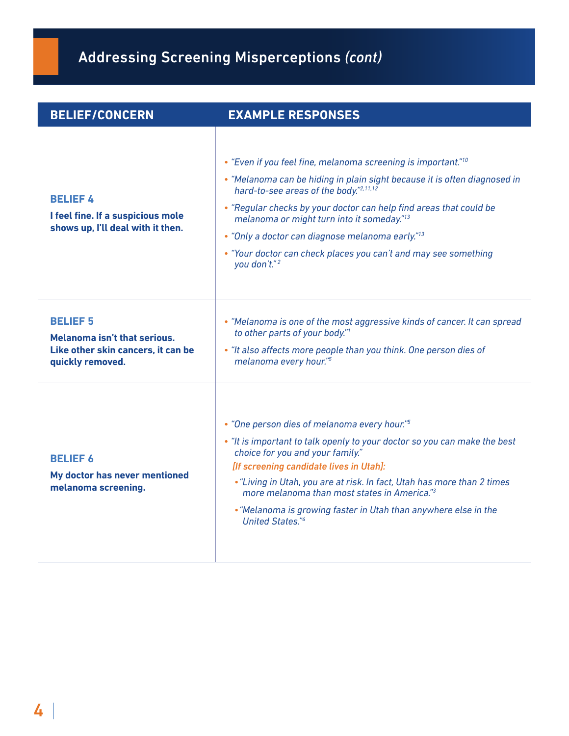## Addressing Screening Misperceptions *(cont)*

| BELIEF/CONCERN | EXAMPLE RESPONSES |
|---|---|
| **BELIEF 4**<br>**I feel fine. If a suspicious mole shows up, I'll deal with it then.** | • *"Even if you feel fine, melanoma screening is important."*[10]<br>• *"Melanoma can be hiding in plain sight because it is often diagnosed in hard-to-see areas of the body."*[2,11,12]<br>• *"Regular checks by your doctor can help find areas that could be melanoma or might turn into it someday."*[13]<br>• *"Only a doctor can diagnose melanoma early."*[13]<br>• *"Your doctor can check places you can't and may see something you don't."*[2] |
| **BELIEF 5**<br>**Melanoma isn't that serious. Like other skin cancers, it can be quickly removed.** | • *"Melanoma is one of the most aggressive kinds of cancer. It can spread to other parts of your body."*[1]<br>• *"It also affects more people than you think. One person dies of melanoma every hour."*[5] |
| **BELIEF 6**<br>**My doctor has never mentioned melanoma screening.** | • *"One person dies of melanoma every hour."*[5]<br>• *"It is important to talk openly to your doctor so you can make the best choice for you and your family."*<br>*[If screening candidate lives in Utah]:*<br>  • *"Living in Utah, you are at risk. In fact, Utah has more than 2 times more melanoma than most states in America."*[3]<br>  • *"Melanoma is growing faster in Utah than anywhere else in the United States."*[4] |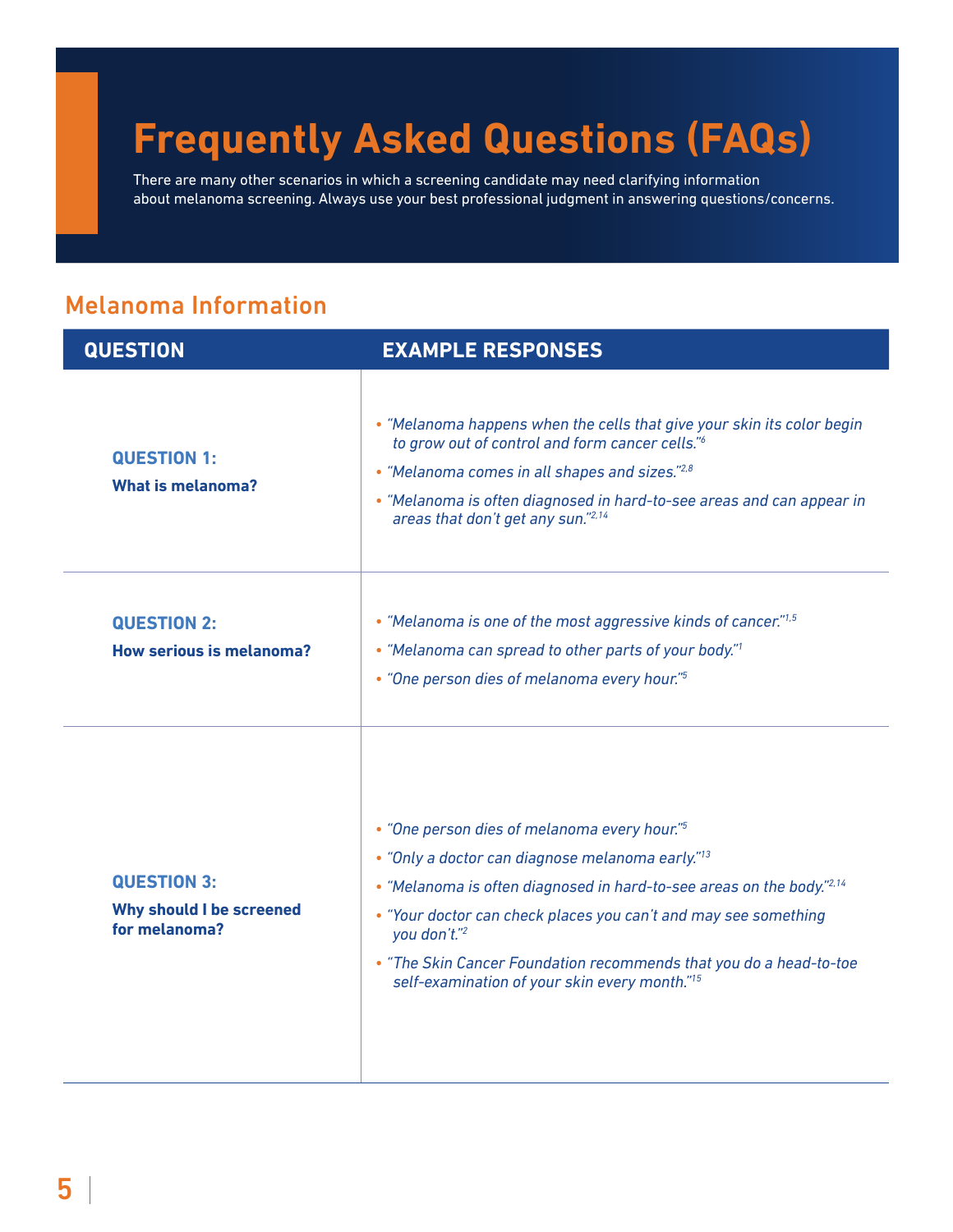# Frequently Asked Questions (FAQs)

There are many other scenarios in which a screening candidate may need clarifying information about melanoma screening. Always use your best professional judgment in answering questions/concerns.

## Melanoma Information

| QUESTION | EXAMPLE RESPONSES |
|---|---|
| **QUESTION 1:** **What is melanoma?** | • *"Melanoma happens when the cells that give your skin its color begin to grow out of control and form cancer cells."*[6] <br> • *"Melanoma comes in all shapes and sizes."*[2,8] <br> • *"Melanoma is often diagnosed in hard-to-see areas and can appear in areas that don't get any sun."*[2,14] |
| **QUESTION 2:** **How serious is melanoma?** | • *"Melanoma is one of the most aggressive kinds of cancer."*[1,5] <br> • *"Melanoma can spread to other parts of your body."*[1] <br> • *"One person dies of melanoma every hour."*[5] |
| **QUESTION 3:** **Why should I be screened for melanoma?** | • *"One person dies of melanoma every hour."*[5] <br> • *"Only a doctor can diagnose melanoma early."*[13] <br> • *"Melanoma is often diagnosed in hard-to-see areas on the body."*[2,14] <br> • *"Your doctor can check places you can't and may see something you don't."*[2] <br> • *"The Skin Cancer Foundation recommends that you do a head-to-toe self-examination of your skin every month."*[15] |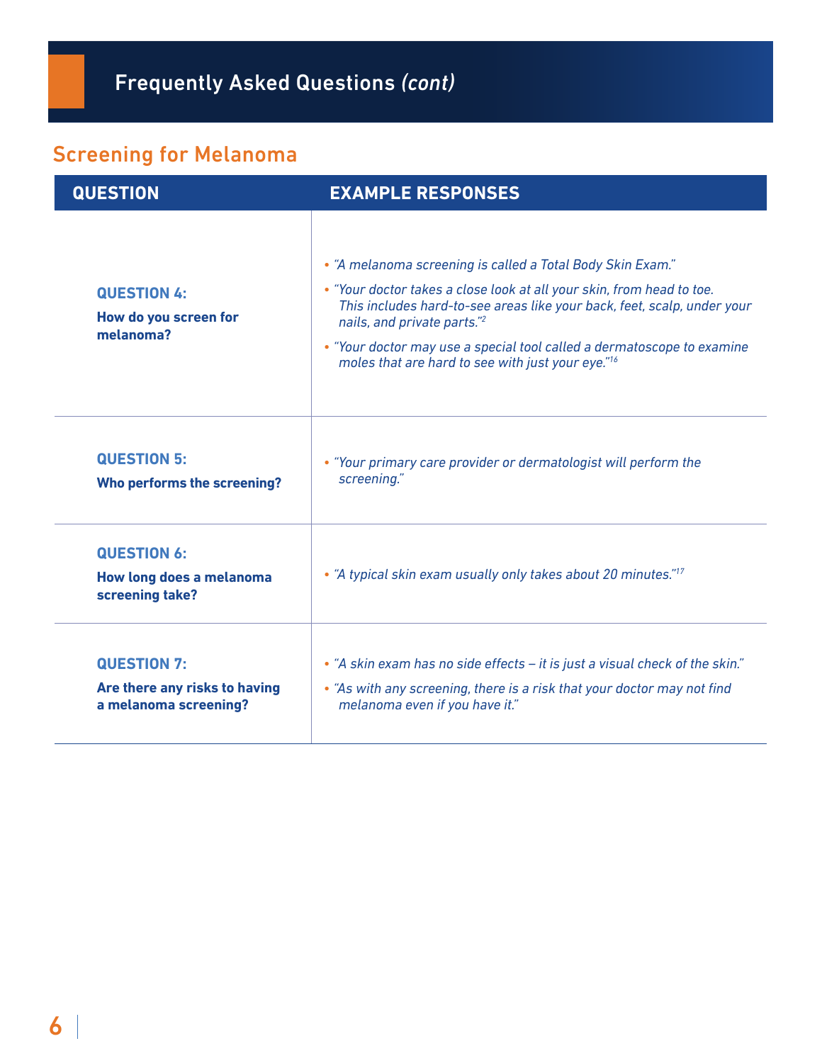## Frequently Asked Questions *(cont)*

### Screening for Melanoma

| QUESTION | EXAMPLE RESPONSES |
|---|---|
| **QUESTION 4:** **How do you screen for melanoma?** | • *"A melanoma screening is called a Total Body Skin Exam."* • *"Your doctor takes a close look at all your skin, from head to toe. This includes hard-to-see areas like your back, feet, scalp, under your nails, and private parts."*[2] • *"Your doctor may use a special tool called a dermatoscope to examine moles that are hard to see with just your eye."*[16] |
| **QUESTION 5:** **Who performs the screening?** | • *"Your primary care provider or dermatologist will perform the screening."* |
| **QUESTION 6:** **How long does a melanoma screening take?** | • *"A typical skin exam usually only takes about 20 minutes."*[17] |
| **QUESTION 7:** **Are there any risks to having a melanoma screening?** | • *"A skin exam has no side effects – it is just a visual check of the skin."* • *"As with any screening, there is a risk that your doctor may not find melanoma even if you have it."* |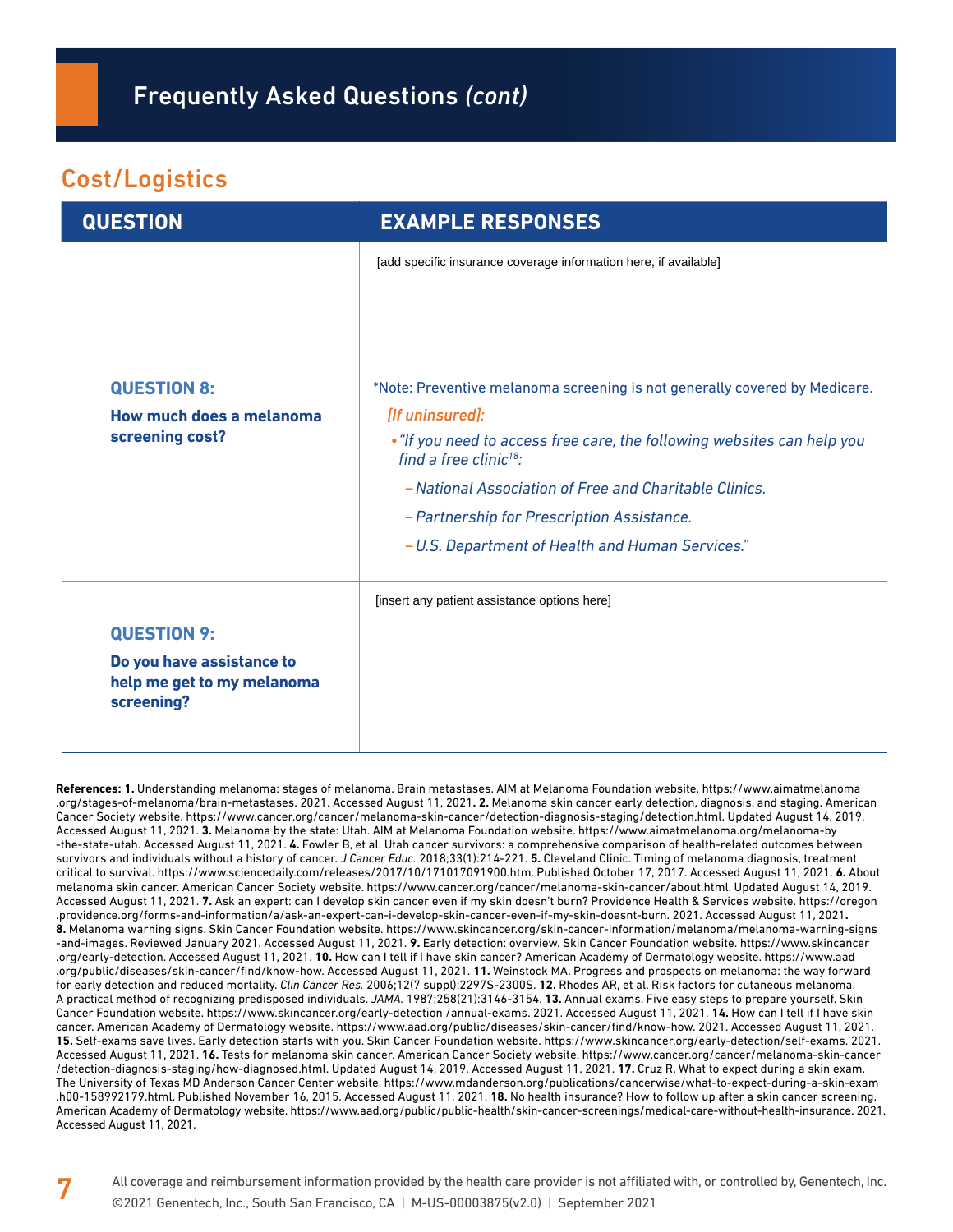# Frequently Asked Questions *(cont)*

## Cost/Logistics

| QUESTION | EXAMPLE RESPONSES |
|---|---|
| **QUESTION 8:** **How much does a melanoma screening cost?** | [add specific insurance coverage information here, if available] <br><br> *Note: Preventive melanoma screening is not generally covered by Medicare. <br> *[If uninsured]:* <br> • *"If you need to access free care, the following websites can help you find a free clinic[18]:* <br> – *National Association of Free and Charitable Clinics.* <br> – *Partnership for Prescription Assistance.* <br> – *U.S. Department of Health and Human Services."* |
| **QUESTION 9:** **Do you have assistance to help me get to my melanoma screening?** | [insert any patient assistance options here] |

**References: 1.** Understanding melanoma: stages of melanoma. Brain metastases. AIM at Melanoma Foundation website. https://www.aimatmelanoma.org/stages-of-melanoma/brain-metastases. 2021. Accessed August 11, 2021. **2.** Melanoma skin cancer early detection, diagnosis, and staging. American Cancer Society website. https://www.cancer.org/cancer/melanoma-skin-cancer/detection-diagnosis-staging/detection.html. Updated August 14, 2019. Accessed August 11, 2021. **3.** Melanoma by the state: Utah. AIM at Melanoma Foundation website. https://www.aimatmelanoma.org/melanoma-by-the-state-utah. Accessed August 11, 2021. **4.** Fowler B, et al. Utah cancer survivors: a comprehensive comparison of health-related outcomes between survivors and individuals without a history of cancer. *J Cancer Educ.* 2018;33(1):214-221. **5.** Cleveland Clinic. Timing of melanoma diagnosis, treatment critical to survival. https://www.sciencedaily.com/releases/2017/10/171017091900.htm. Published October 17, 2017. Accessed August 11, 2021. **6.** About melanoma skin cancer. American Cancer Society website. https://www.cancer.org/cancer/melanoma-skin-cancer/about.html. Updated August 14, 2019. Accessed August 11, 2021. **7.** Ask an expert: can I develop skin cancer even if my skin doesn't burn? Providence Health & Services website. https://oregon.providence.org/forms-and-information/a/ask-an-expert-can-i-develop-skin-cancer-even-if-my-skin-doesnt-burn. 2021. Accessed August 11, 2021. **8.** Melanoma warning signs. Skin Cancer Foundation website. https://www.skincancer.org/skin-cancer-information/melanoma/melanoma-warning-signs-and-images. Reviewed January 2021. Accessed August 11, 2021. **9.** Early detection: overview. Skin Cancer Foundation website. https://www.skincancer.org/early-detection. Accessed August 11, 2021. **10.** How can I tell if I have skin cancer? American Academy of Dermatology website. https://www.aad.org/public/diseases/skin-cancer/find/know-how. Accessed August 11, 2021. **11.** Weinstock MA. Progress and prospects on melanoma: the way forward for early detection and reduced mortality. *Clin Cancer Res.* 2006;12(7 suppl):2297S-2300S. **12.** Rhodes AR, et al. Risk factors for cutaneous melanoma. A practical method of recognizing predisposed individuals. *JAMA.* 1987;258(21):3146-3154. **13.** Annual exams. Five easy steps to prepare yourself. Skin Cancer Foundation website. https://www.skincancer.org/early-detection /annual-exams. 2021. Accessed August 11, 2021. **14.** How can I tell if I have skin cancer. American Academy of Dermatology website. https://www.aad.org/public/diseases/skin-cancer/find/know-how. 2021. Accessed August 11, 2021. **15.** Self-exams save lives. Early detection starts with you. Skin Cancer Foundation website. https://www.skincancer.org/early-detection/self-exams. 2021. Accessed August 11, 2021. **16.** Tests for melanoma skin cancer. American Cancer Society website. https://www.cancer.org/cancer/melanoma-skin-cancer/detection-diagnosis-staging/how-diagnosed.html. Updated August 14, 2019. Accessed August 11, 2021. **17.** Cruz R. What to expect during a skin exam. The University of Texas MD Anderson Cancer Center website. https://www.mdanderson.org/publications/cancerwise/what-to-expect-during-a-skin-exam.h00-158992179.html. Published November 16, 2015. Accessed August 11, 2021. **18.** No health insurance? How to follow up after a skin cancer screening. American Academy of Dermatology website. https://www.aad.org/public/public-health/skin-cancer-screenings/medical-care-without-health-insurance. 2021. Accessed August 11, 2021.

All coverage and reimbursement information provided by the health care provider is not affiliated with, or controlled by, Genentech, Inc.

©2021 Genentech, Inc., South San Francisco, CA | M-US-00003875(v2.0) | September 2021